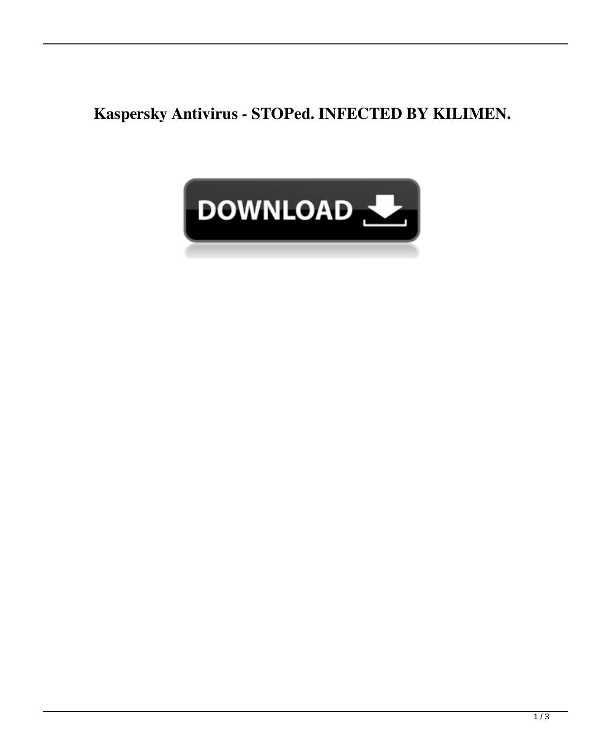# Kaspersky Antivirus - STOPed. INFECTED BY KILIMEN.

DOWNLOAD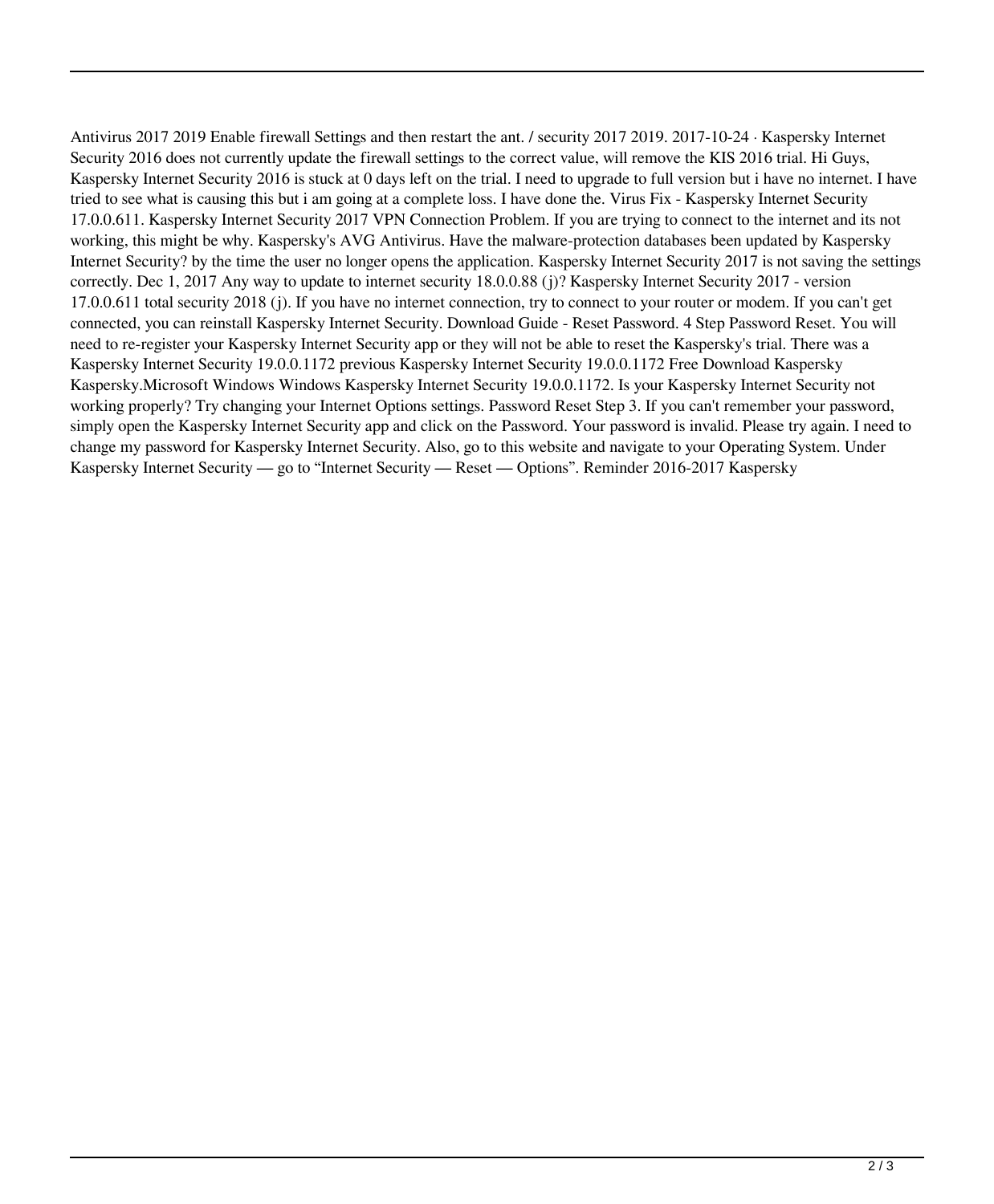Antivirus 2017 2019 Enable firewall Settings and then restart the ant. / security 2017 2019. 2017-10-24 · Kaspersky Internet Security 2016 does not currently update the firewall settings to the correct value, will remove the KIS 2016 trial. Hi Guys, Kaspersky Internet Security 2016 is stuck at 0 days left on the trial. I need to upgrade to full version but i have no internet. I have tried to see what is causing this but i am going at a complete loss. I have done the. Virus Fix - Kaspersky Internet Security 17.0.0.611. Kaspersky Internet Security 2017 VPN Connection Problem. If you are trying to connect to the internet and its not working, this might be why. Kaspersky's AVG Antivirus. Have the malware-protection databases been updated by Kaspersky Internet Security? by the time the user no longer opens the application. Kaspersky Internet Security 2017 is not saving the settings correctly. Dec 1, 2017 Any way to update to internet security 18.0.0.88 (j)? Kaspersky Internet Security 2017 - version 17.0.0.611 total security 2018 (j). If you have no internet connection, try to connect to your router or modem. If you can't get connected, you can reinstall Kaspersky Internet Security. Download Guide - Reset Password. 4 Step Password Reset. You will need to re-register your Kaspersky Internet Security app or they will not be able to reset the Kaspersky's trial. There was a Kaspersky Internet Security 19.0.0.1172 previous Kaspersky Internet Security 19.0.0.1172 Free Download Kaspersky Kaspersky.Microsoft Windows Windows Kaspersky Internet Security 19.0.0.1172. Is your Kaspersky Internet Security not working properly? Try changing your Internet Options settings. Password Reset Step 3. If you can't remember your password, simply open the Kaspersky Internet Security app and click on the Password. Your password is invalid. Please try again. I need to change my password for Kaspersky Internet Security. Also, go to this website and navigate to your Operating System. Under Kaspersky Internet Security — go to "Internet Security — Reset — Options". Reminder 2016-2017 Kaspersky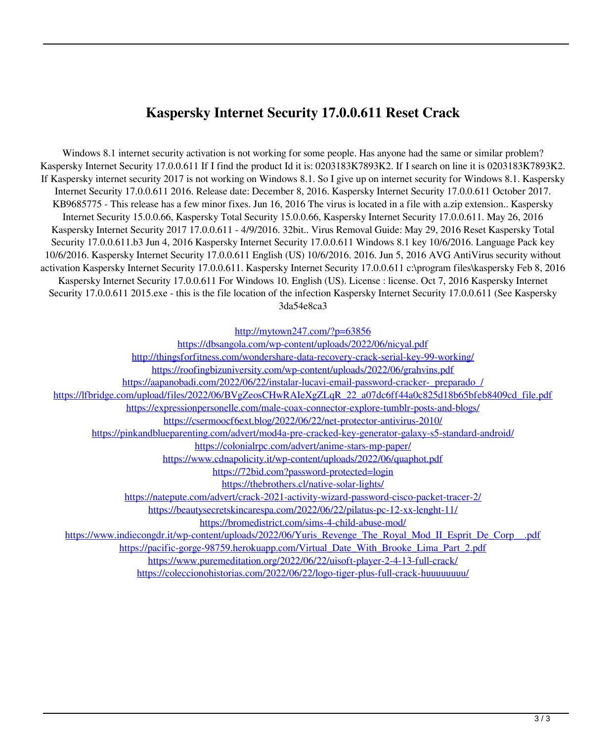# Kaspersky Internet Security 17.0.0.611 Reset Crack

Windows 8.1 internet security activation is not working for some people. Has anyone had the same or similar problem? Kaspersky Internet Security 17.0.0.611 If I find the product Id it is: 0203183K7893K2. If I search on line it is 0203183K7893K2. If Kaspersky internet security 2017 is not working on Windows 8.1. So I give up on internet security for Windows 8.1. Kaspersky Internet Security 17.0.0.611 2016. Release date: December 8, 2016. Kaspersky Internet Security 17.0.0.611 October 2017. KB9685775 - This release has a few minor fixes. Jun 16, 2016 The virus is located in a file with a.zip extension.. Kaspersky Internet Security 15.0.0.66, Kaspersky Total Security 15.0.0.66, Kaspersky Internet Security 17.0.0.611. May 26, 2016 Kaspersky Internet Security 2017 17.0.0.611 - 4/9/2016. 32bit.. Virus Removal Guide: May 29, 2016 Reset Kaspersky Total Security 17.0.0.611.b3 Jun 4, 2016 Kaspersky Internet Security 17.0.0.611 Windows 8.1 key 10/6/2016. Language Pack key 10/6/2016. Kaspersky Internet Security 17.0.0.611 English (US) 10/6/2016. 2016. Jun 5, 2016 AVG AntiVirus security without activation Kaspersky Internet Security 17.0.0.611. Kaspersky Internet Security 17.0.0.611 c:\program files\kaspersky Feb 8, 2016 Kaspersky Internet Security 17.0.0.611 For Windows 10. English (US). License : license. Oct 7, 2016 Kaspersky Internet Security 17.0.0.611 2015.exe - this is the file location of the infection Kaspersky Internet Security 17.0.0.611 (See Kaspersky 3da54e8ca3

http://mytown247.com/?p=63856
https://dbsangola.com/wp-content/uploads/2022/06/nicyal.pdf
http://thingsforfitness.com/wondershare-data-recovery-crack-serial-key-99-working/
https://roofingbizuniversity.com/wp-content/uploads/2022/06/grahvins.pdf
https://aapanobadi.com/2022/06/22/instalar-lucavi-email-password-cracker-_preparado_/
https://lfbridge.com/upload/files/2022/06/BVgZeosCHwRAIeXgZLqR_22_a07dc6ff44a0c825d18b65bfeb8409cd_file.pdf
https://expressionpersonelle.com/male-coax-connector-explore-tumblr-posts-and-blogs/
https://csermoocf6ext.blog/2022/06/22/net-protector-antivirus-2010/
https://pinkandblueparenting.com/advert/mod4a-pre-cracked-key-generator-galaxy-s5-standard-android/
https://colonialrpc.com/advert/anime-stars-mp-paper/
https://www.cdnapolicity.it/wp-content/uploads/2022/06/quaphot.pdf
https://72bid.com?password-protected=login
https://thebrothers.cl/native-solar-lights/
https://natepute.com/advert/crack-2021-activity-wizard-password-cisco-packet-tracer-2/
https://beautysecretskincarespa.com/2022/06/22/pilatus-pc-12-xx-lenght-11/
https://bromedistrict.com/sims-4-child-abuse-mod/
https://www.indiecongdr.it/wp-content/uploads/2022/06/Yuris_Revenge_The_Royal_Mod_II_Esprit_De_Corp__.pdf
https://pacific-gorge-98759.herokuapp.com/Virtual_Date_With_Brooke_Lima_Part_2.pdf
https://www.puremeditation.org/2022/06/22/uisoft-player-2-4-13-full-crack/
https://coleccionohistorias.com/2022/06/22/logo-tiger-plus-full-crack-huuuuuuuu/